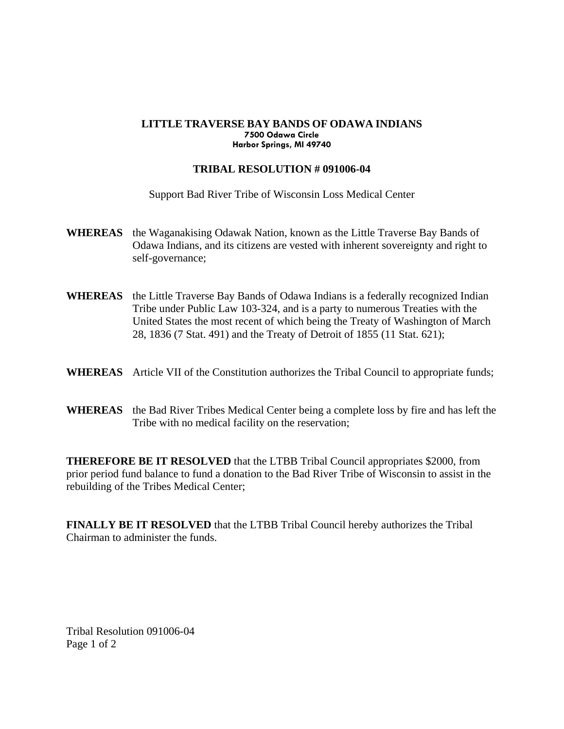**LITTLE TRAVERSE BAY BANDS OF ODAWA INDIANS**
**7500 Odawa Circle**
**Harbor Springs, MI 49740**

**TRIBAL RESOLUTION # 091006-04**

Support Bad River Tribe of Wisconsin Loss Medical Center

**WHEREAS** the Waganakising Odawak Nation, known as the Little Traverse Bay Bands of Odawa Indians, and its citizens are vested with inherent sovereignty and right to self-governance;

**WHEREAS** the Little Traverse Bay Bands of Odawa Indians is a federally recognized Indian Tribe under Public Law 103-324, and is a party to numerous Treaties with the United States the most recent of which being the Treaty of Washington of March 28, 1836 (7 Stat. 491) and the Treaty of Detroit of 1855 (11 Stat. 621);

**WHEREAS** Article VII of the Constitution authorizes the Tribal Council to appropriate funds;

**WHEREAS** the Bad River Tribes Medical Center being a complete loss by fire and has left the Tribe with no medical facility on the reservation;

**THEREFORE BE IT RESOLVED** that the LTBB Tribal Council appropriates $2000, from prior period fund balance to fund a donation to the Bad River Tribe of Wisconsin to assist in the rebuilding of the Tribes Medical Center;

**FINALLY BE IT RESOLVED** that the LTBB Tribal Council hereby authorizes the Tribal Chairman to administer the funds.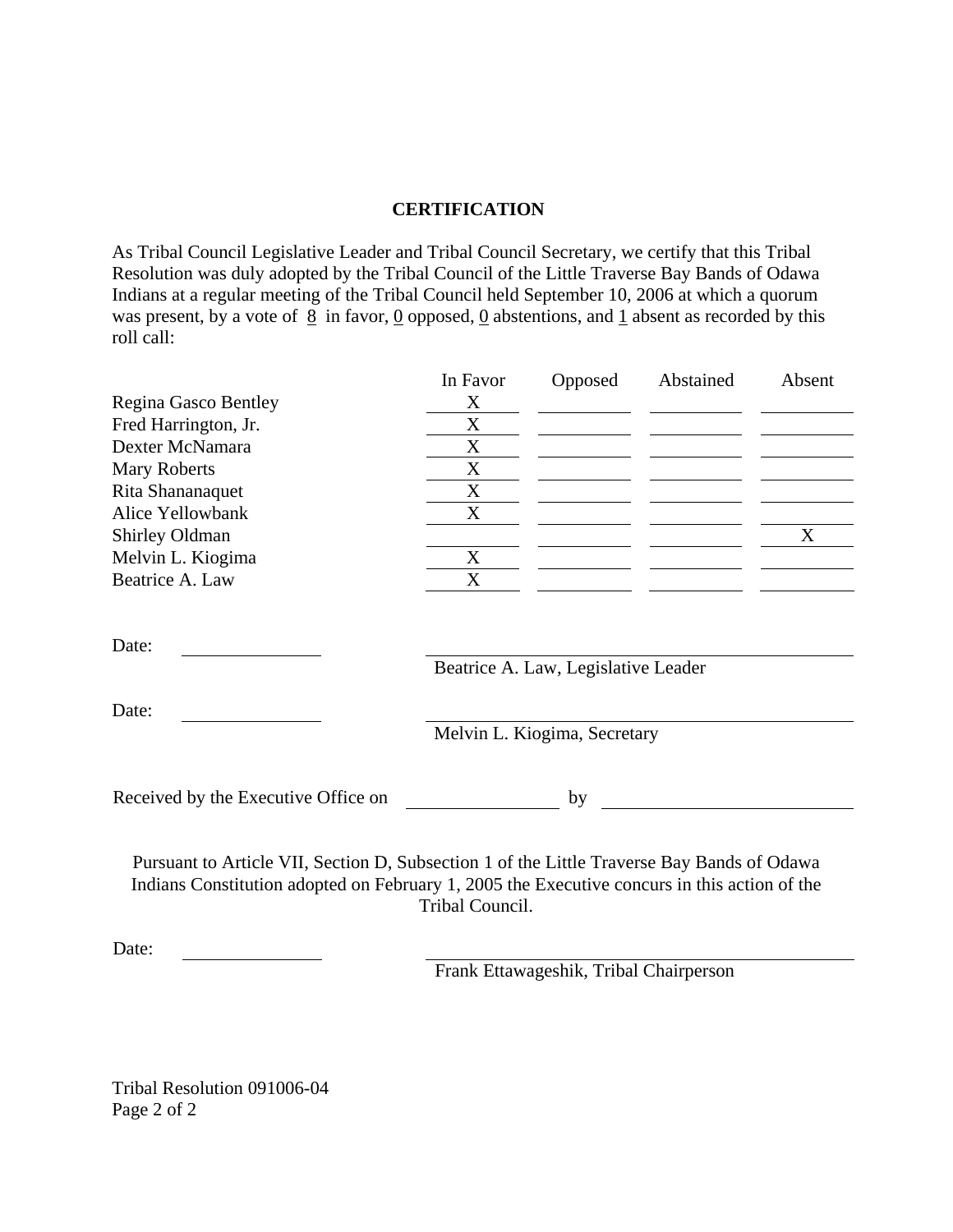**CERTIFICATION**

As Tribal Council Legislative Leader and Tribal Council Secretary, we certify that this Tribal Resolution was duly adopted by the Tribal Council of the Little Traverse Bay Bands of Odawa Indians at a regular meeting of the Tribal Council held September 10, 2006 at which a quorum was present, by a vote of 8 in favor, 0 opposed, 0 abstentions, and 1 absent as recorded by this roll call:

| | In Favor | Opposed | Abstained | Absent |
|---|---|---|---|---|
| Regina Gasco Bentley | X | | | |
| Fred Harrington, Jr. | X | | | |
| Dexter McNamara | X | | | |
| Mary Roberts | X | | | |
| Rita Shananaquet | X | | | |
| Alice Yellowbank | X | | | |
| Shirley Oldman | | | | X |
| Melvin L. Kiogima | X | | | |
| Beatrice A. Law | X | | | |

Date: ______________

______________________________
Beatrice A. Law, Legislative Leader

Date: ______________

______________________________
Melvin L. Kiogima, Secretary

Received by the Executive Office on ______________ by ______________________

Pursuant to Article VII, Section D, Subsection 1 of the Little Traverse Bay Bands of Odawa Indians Constitution adopted on February 1, 2005 the Executive concurs in this action of the Tribal Council.

Date: ______________

______________________________
Frank Ettawageshik, Tribal Chairperson

Tribal Resolution 091006-04